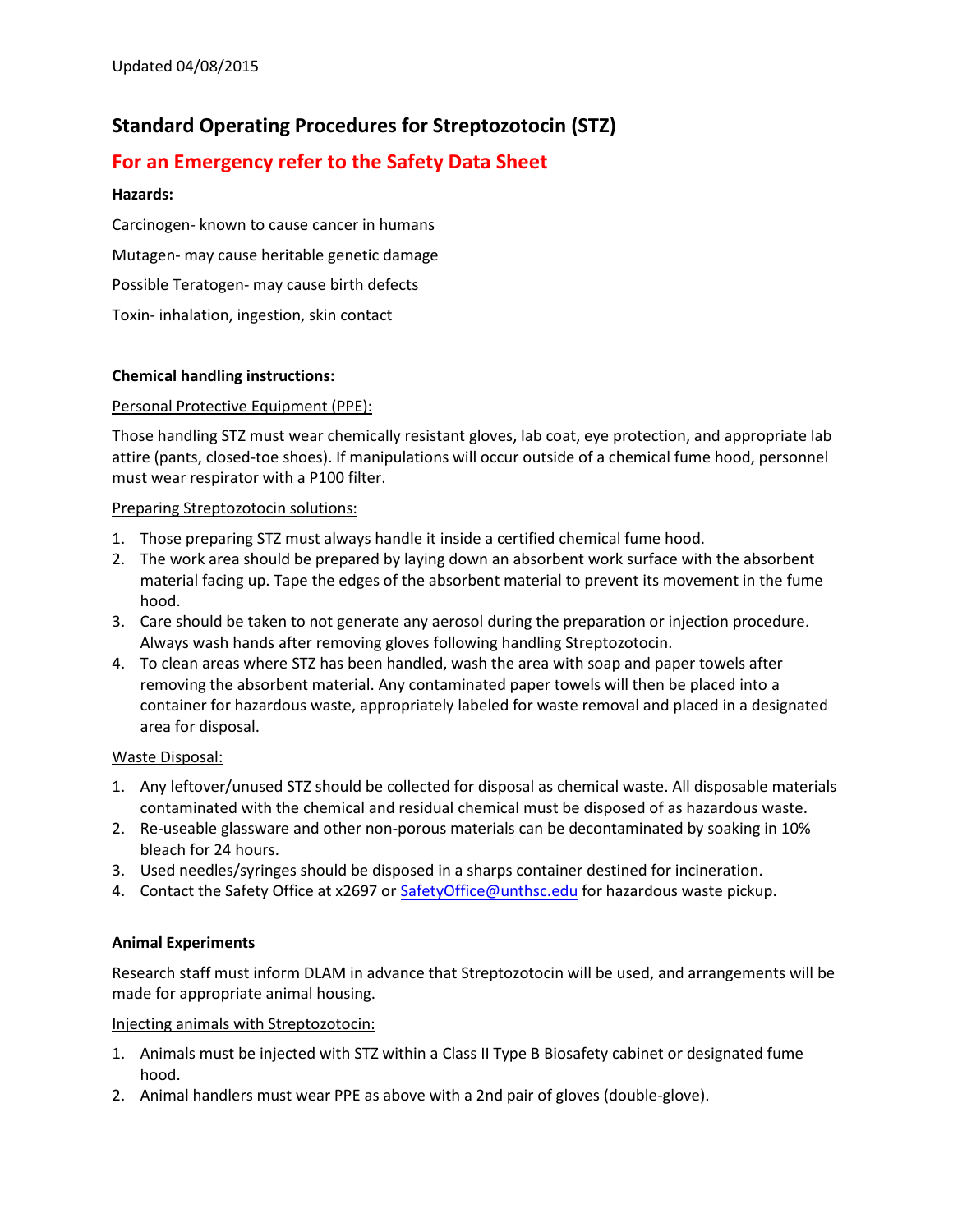Updated 04/08/2015

# Standard Operating Procedures for Streptozotocin (STZ)

## For an Emergency refer to the Safety Data Sheet

**Hazards:**

Carcinogen- known to cause cancer in humans

Mutagen- may cause heritable genetic damage

Possible Teratogen- may cause birth defects

Toxin- inhalation, ingestion, skin contact

**Chemical handling instructions:**

Personal Protective Equipment (PPE):

Those handling STZ must wear chemically resistant gloves, lab coat, eye protection, and appropriate lab attire (pants, closed-toe shoes). If manipulations will occur outside of a chemical fume hood, personnel must wear respirator with a P100 filter.

Preparing Streptozotocin solutions:

1. Those preparing STZ must always handle it inside a certified chemical fume hood.
2. The work area should be prepared by laying down an absorbent work surface with the absorbent material facing up. Tape the edges of the absorbent material to prevent its movement in the fume hood.
3. Care should be taken to not generate any aerosol during the preparation or injection procedure. Always wash hands after removing gloves following handling Streptozotocin.
4. To clean areas where STZ has been handled, wash the area with soap and paper towels after removing the absorbent material. Any contaminated paper towels will then be placed into a container for hazardous waste, appropriately labeled for waste removal and placed in a designated area for disposal.

Waste Disposal:

1. Any leftover/unused STZ should be collected for disposal as chemical waste. All disposable materials contaminated with the chemical and residual chemical must be disposed of as hazardous waste.
2. Re-useable glassware and other non-porous materials can be decontaminated by soaking in 10% bleach for 24 hours.
3. Used needles/syringes should be disposed in a sharps container destined for incineration.
4. Contact the Safety Office at x2697 or SafetyOffice@unthsc.edu for hazardous waste pickup.

**Animal Experiments**

Research staff must inform DLAM in advance that Streptozotocin will be used, and arrangements will be made for appropriate animal housing.

Injecting animals with Streptozotocin:

1. Animals must be injected with STZ within a Class II Type B Biosafety cabinet or designated fume hood.
2. Animal handlers must wear PPE as above with a 2nd pair of gloves (double-glove).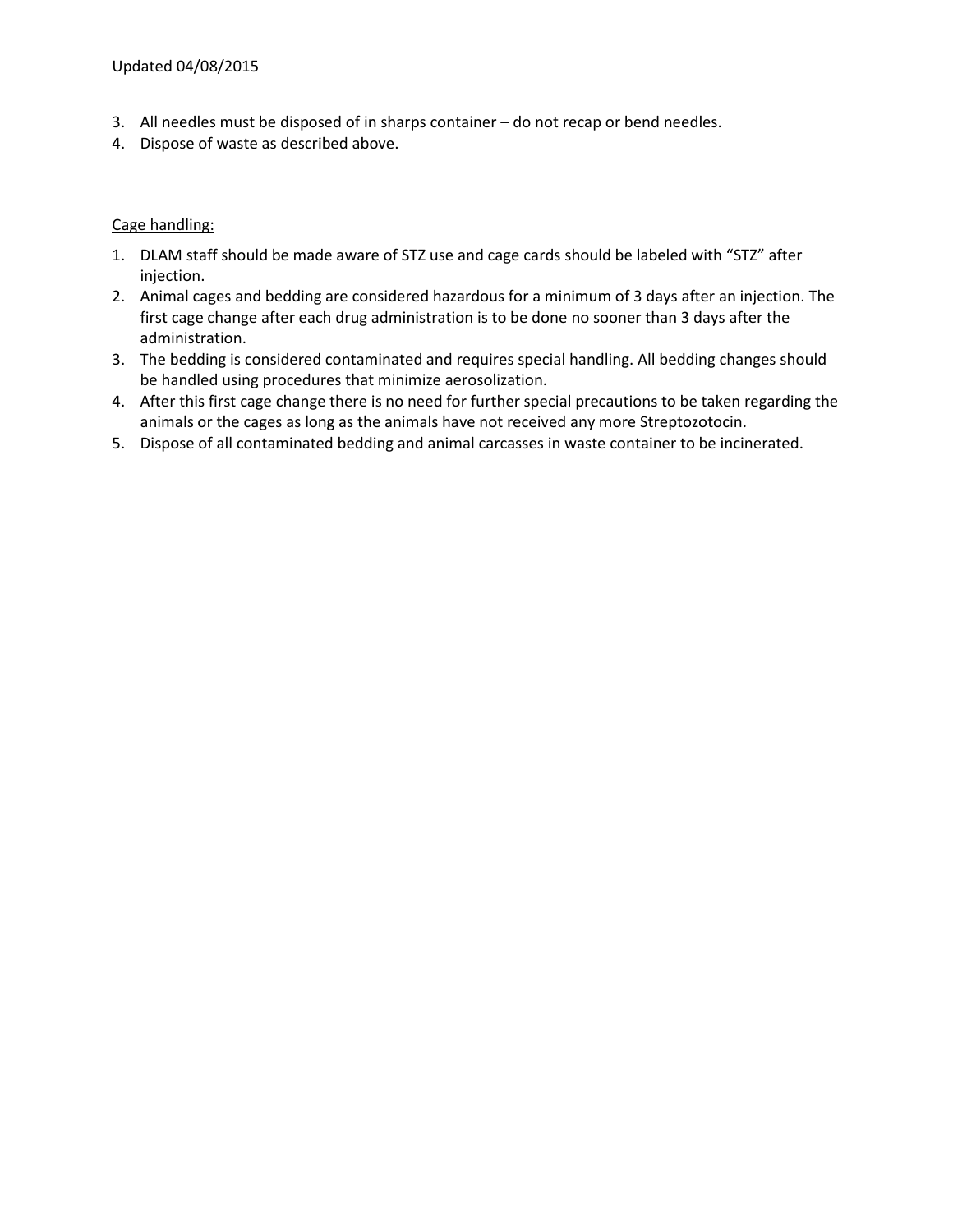3. All needles must be disposed of in sharps container – do not recap or bend needles.
4. Dispose of waste as described above.

Cage handling:

1. DLAM staff should be made aware of STZ use and cage cards should be labeled with "STZ" after injection.
2. Animal cages and bedding are considered hazardous for a minimum of 3 days after an injection. The first cage change after each drug administration is to be done no sooner than 3 days after the administration.
3. The bedding is considered contaminated and requires special handling. All bedding changes should be handled using procedures that minimize aerosolization.
4. After this first cage change there is no need for further special precautions to be taken regarding the animals or the cages as long as the animals have not received any more Streptozotocin.
5. Dispose of all contaminated bedding and animal carcasses in waste container to be incinerated.